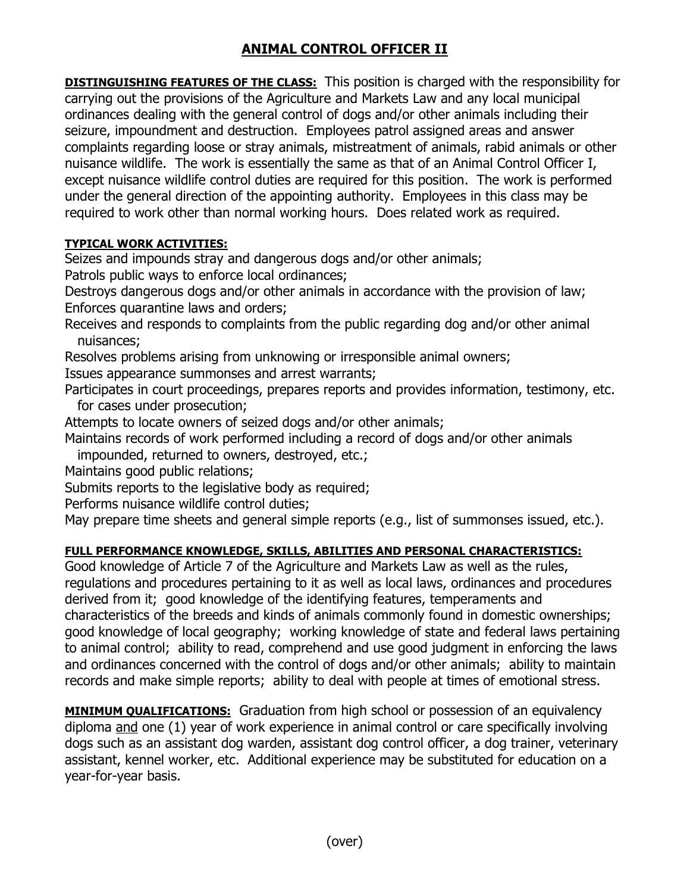# ANIMAL CONTROL OFFICER II

**DISTINGUISHING FEATURES OF THE CLASS:** This position is charged with the responsibility for carrying out the provisions of the Agriculture and Markets Law and any local municipal ordinances dealing with the general control of dogs and/or other animals including their seizure, impoundment and destruction. Employees patrol assigned areas and answer complaints regarding loose or stray animals, mistreatment of animals, rabid animals or other nuisance wildlife. The work is essentially the same as that of an Animal Control Officer I, except nuisance wildlife control duties are required for this position. The work is performed under the general direction of the appointing authority. Employees in this class may be required to work other than normal working hours. Does related work as required.

**TYPICAL WORK ACTIVITIES:**

Seizes and impounds stray and dangerous dogs and/or other animals;
Patrols public ways to enforce local ordinances;
Destroys dangerous dogs and/or other animals in accordance with the provision of law;
Enforces quarantine laws and orders;
Receives and responds to complaints from the public regarding dog and/or other animal nuisances;
Resolves problems arising from unknowing or irresponsible animal owners;
Issues appearance summonses and arrest warrants;
Participates in court proceedings, prepares reports and provides information, testimony, etc. for cases under prosecution;
Attempts to locate owners of seized dogs and/or other animals;
Maintains records of work performed including a record of dogs and/or other animals impounded, returned to owners, destroyed, etc.;
Maintains good public relations;
Submits reports to the legislative body as required;
Performs nuisance wildlife control duties;
May prepare time sheets and general simple reports (e.g., list of summonses issued, etc.).

**FULL PERFORMANCE KNOWLEDGE, SKILLS, ABILITIES AND PERSONAL CHARACTERISTICS:**

Good knowledge of Article 7 of the Agriculture and Markets Law as well as the rules, regulations and procedures pertaining to it as well as local laws, ordinances and procedures derived from it; good knowledge of the identifying features, temperaments and characteristics of the breeds and kinds of animals commonly found in domestic ownerships; good knowledge of local geography; working knowledge of state and federal laws pertaining to animal control; ability to read, comprehend and use good judgment in enforcing the laws and ordinances concerned with the control of dogs and/or other animals; ability to maintain records and make simple reports; ability to deal with people at times of emotional stress.

**MINIMUM QUALIFICATIONS:** Graduation from high school or possession of an equivalency diploma and one (1) year of work experience in animal control or care specifically involving dogs such as an assistant dog warden, assistant dog control officer, a dog trainer, veterinary assistant, kennel worker, etc. Additional experience may be substituted for education on a year-for-year basis.

(over)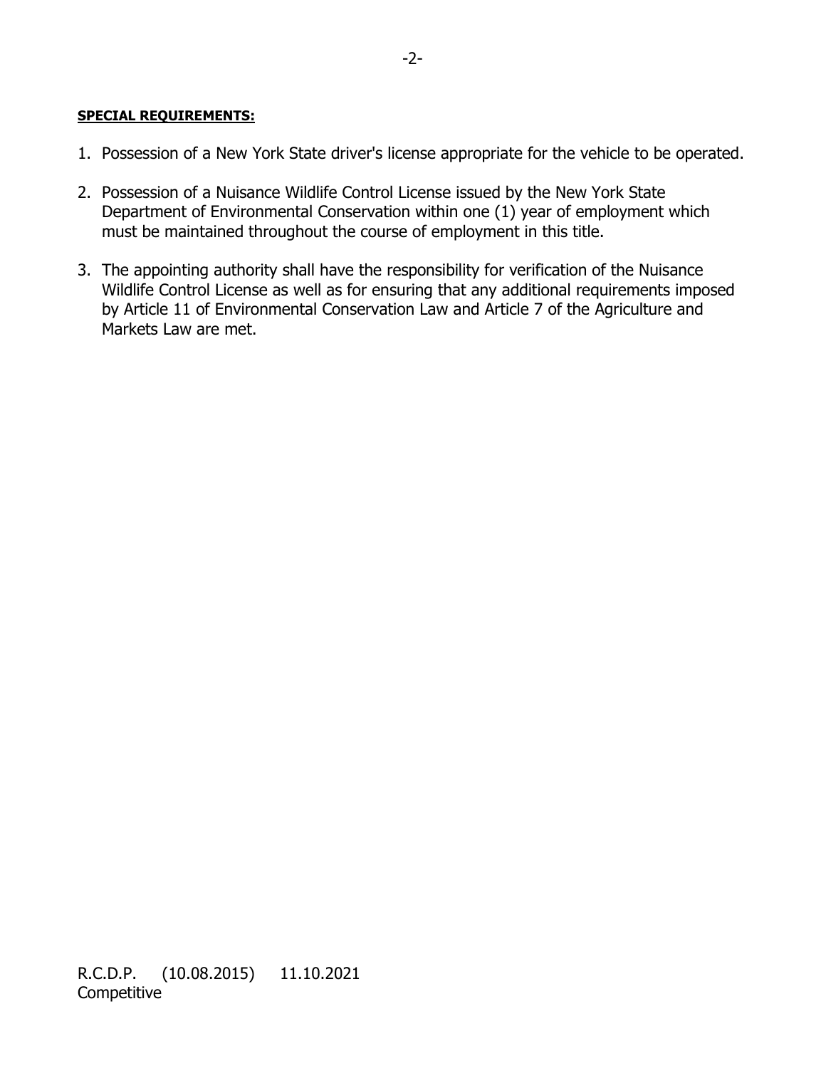**SPECIAL REQUIREMENTS:**

1. Possession of a New York State driver's license appropriate for the vehicle to be operated.
2. Possession of a Nuisance Wildlife Control License issued by the New York State Department of Environmental Conservation within one (1) year of employment which must be maintained throughout the course of employment in this title.
3. The appointing authority shall have the responsibility for verification of the Nuisance Wildlife Control License as well as for ensuring that any additional requirements imposed by Article 11 of Environmental Conservation Law and Article 7 of the Agriculture and Markets Law are met.

R.C.D.P. (10.08.2015) 11.10.2021
Competitive